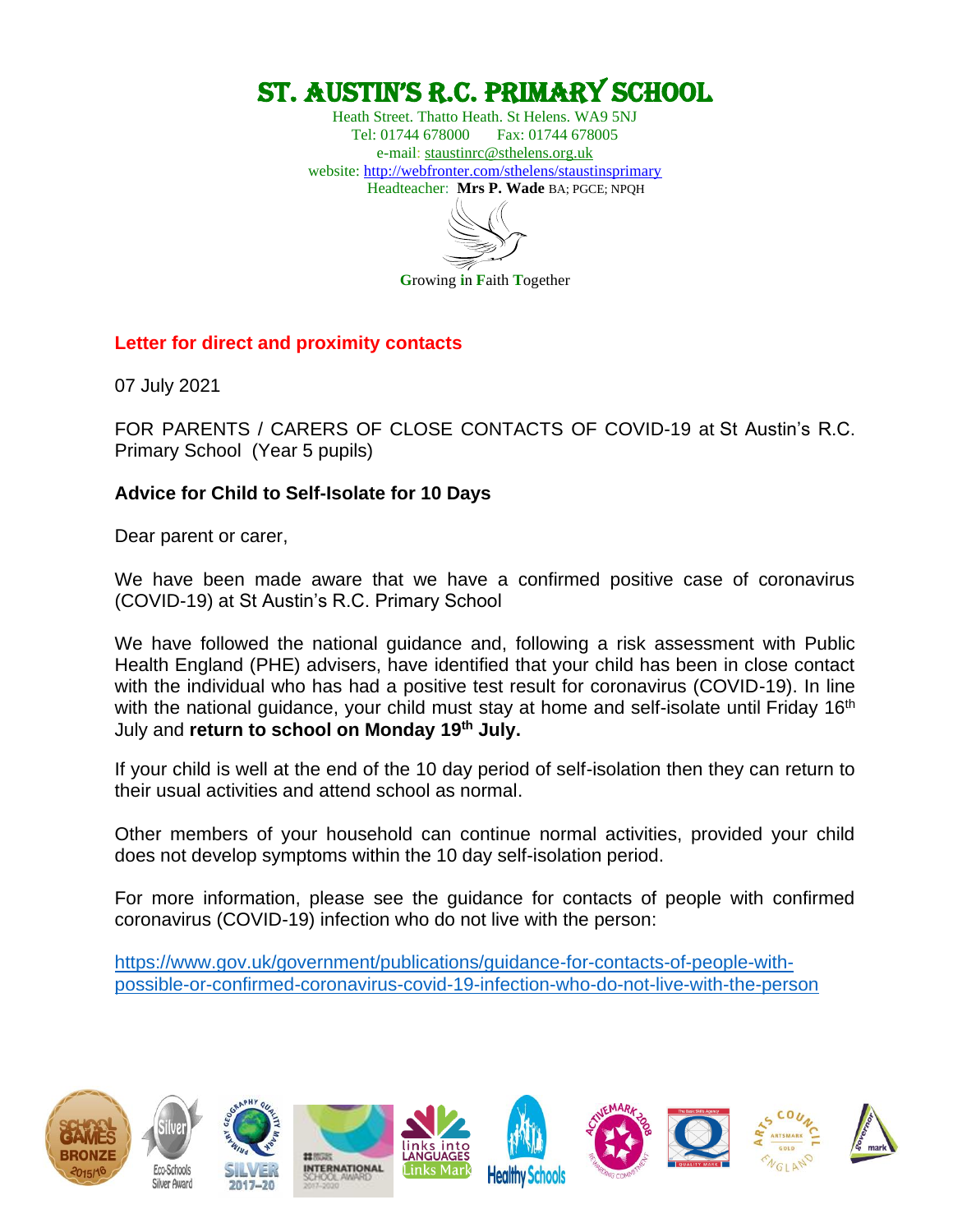# ST. AUSTIN'S R.C. PRIMARY SCHOOL

Heath Street. Thatto Heath. St Helens. WA9 5NJ
Tel: 01744 678000 Fax: 01744 678005
e-mail: staustinrc@sthelens.org.uk
website: http://webfronter.com/sthelens/staustinsprimary
Headteacher: **Mrs P. Wade** BA; PGCE; NPQH

Growing in Faith Together

**Letter for direct and proximity contacts**

07 July 2021

FOR PARENTS / CARERS OF CLOSE CONTACTS OF COVID-19 at St Austin's R.C. Primary School (Year 5 pupils)

**Advice for Child to Self-Isolate for 10 Days**

Dear parent or carer,

We have been made aware that we have a confirmed positive case of coronavirus (COVID-19) at St Austin's R.C. Primary School

We have followed the national guidance and, following a risk assessment with Public Health England (PHE) advisers, have identified that your child has been in close contact with the individual who has had a positive test result for coronavirus (COVID-19). In line with the national guidance, your child must stay at home and self-isolate until Friday 16th July and **return to school on Monday 19th July.**

If your child is well at the end of the 10 day period of self-isolation then they can return to their usual activities and attend school as normal.

Other members of your household can continue normal activities, provided your child does not develop symptoms within the 10 day self-isolation period.

For more information, please see the guidance for contacts of people with confirmed coronavirus (COVID-19) infection who do not live with the person:

https://www.gov.uk/government/publications/guidance-for-contacts-of-people-with-possible-or-confirmed-coronavirus-covid-19-infection-who-do-not-live-with-the-person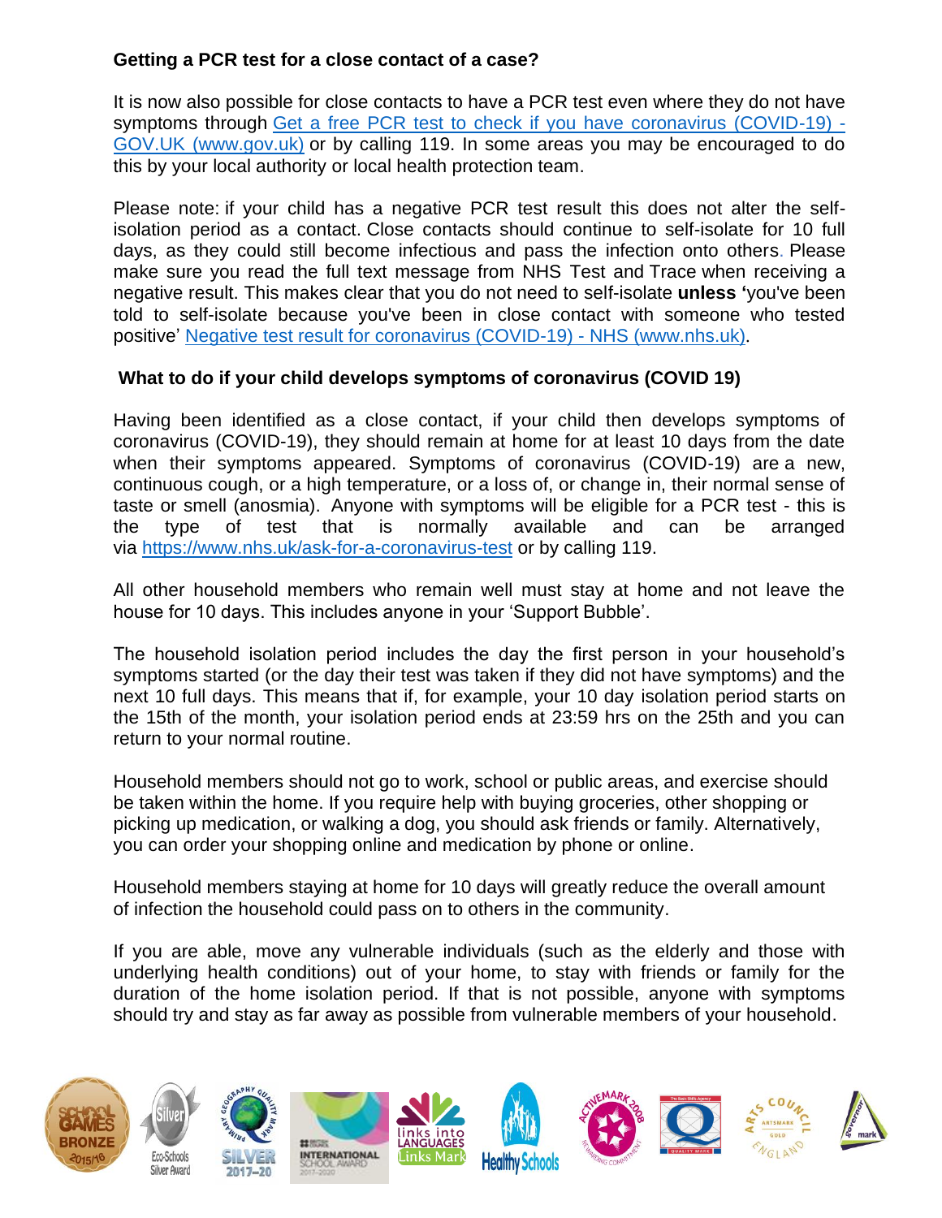**Getting a PCR test for a close contact of a case?**

It is now also possible for close contacts to have a PCR test even where they do not have symptoms through [Get a free PCR test to check if you have coronavirus (COVID-19) - GOV.UK (www.gov.uk)](https://www.gov.uk) or by calling 119. In some areas you may be encouraged to do this by your local authority or local health protection team.

Please note: if your child has a negative PCR test result this does not alter the self-isolation period as a contact. Close contacts should continue to self-isolate for 10 full days, as they could still become infectious and pass the infection onto others. Please make sure you read the full text message from NHS Test and Trace when receiving a negative result. This makes clear that you do not need to self-isolate **unless '**you've been told to self-isolate because you've been in close contact with someone who tested positive' [Negative test result for coronavirus (COVID-19) - NHS (www.nhs.uk)](https://www.nhs.uk).

**What to do if your child develops symptoms of coronavirus (COVID 19)**

Having been identified as a close contact, if your child then develops symptoms of coronavirus (COVID-19), they should remain at home for at least 10 days from the date when their symptoms appeared. Symptoms of coronavirus (COVID-19) are a new, continuous cough, or a high temperature, or a loss of, or change in, their normal sense of taste or smell (anosmia). Anyone with symptoms will be eligible for a PCR test - this is the type of test that is normally available and can be arranged via https://www.nhs.uk/ask-for-a-coronavirus-test or by calling 119.

All other household members who remain well must stay at home and not leave the house for 10 days. This includes anyone in your 'Support Bubble'.

The household isolation period includes the day the first person in your household's symptoms started (or the day their test was taken if they did not have symptoms) and the next 10 full days. This means that if, for example, your 10 day isolation period starts on the 15th of the month, your isolation period ends at 23:59 hrs on the 25th and you can return to your normal routine.

Household members should not go to work, school or public areas, and exercise should be taken within the home. If you require help with buying groceries, other shopping or picking up medication, or walking a dog, you should ask friends or family. Alternatively, you can order your shopping online and medication by phone or online.

Household members staying at home for 10 days will greatly reduce the overall amount of infection the household could pass on to others in the community.

If you are able, move any vulnerable individuals (such as the elderly and those with underlying health conditions) out of your home, to stay with friends or family for the duration of the home isolation period. If that is not possible, anyone with symptoms should try and stay as far away as possible from vulnerable members of your household.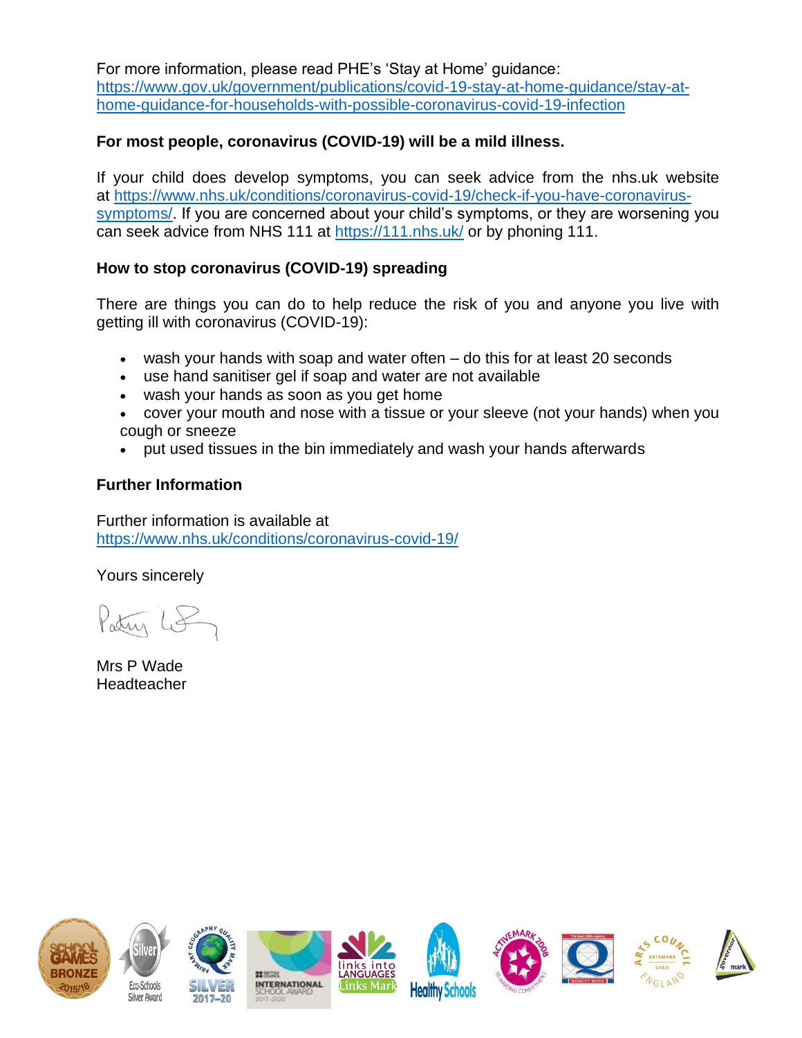For more information, please read PHE's 'Stay at Home' guidance: https://www.gov.uk/government/publications/covid-19-stay-at-home-guidance/stay-at-home-guidance-for-households-with-possible-coronavirus-covid-19-infection

**For most people, coronavirus (COVID-19) will be a mild illness.**

If your child does develop symptoms, you can seek advice from the nhs.uk website at https://www.nhs.uk/conditions/coronavirus-covid-19/check-if-you-have-coronavirus-symptoms/. If you are concerned about your child's symptoms, or they are worsening you can seek advice from NHS 111 at https://111.nhs.uk/ or by phoning 111.

**How to stop coronavirus (COVID-19) spreading**

There are things you can do to help reduce the risk of you and anyone you live with getting ill with coronavirus (COVID-19):

- wash your hands with soap and water often – do this for at least 20 seconds
- use hand sanitiser gel if soap and water are not available
- wash your hands as soon as you get home
- cover your mouth and nose with a tissue or your sleeve (not your hands) when you cough or sneeze
- put used tissues in the bin immediately and wash your hands afterwards

**Further Information**

Further information is available at https://www.nhs.uk/conditions/coronavirus-covid-19/

Yours sincerely

Mrs P Wade
Headteacher